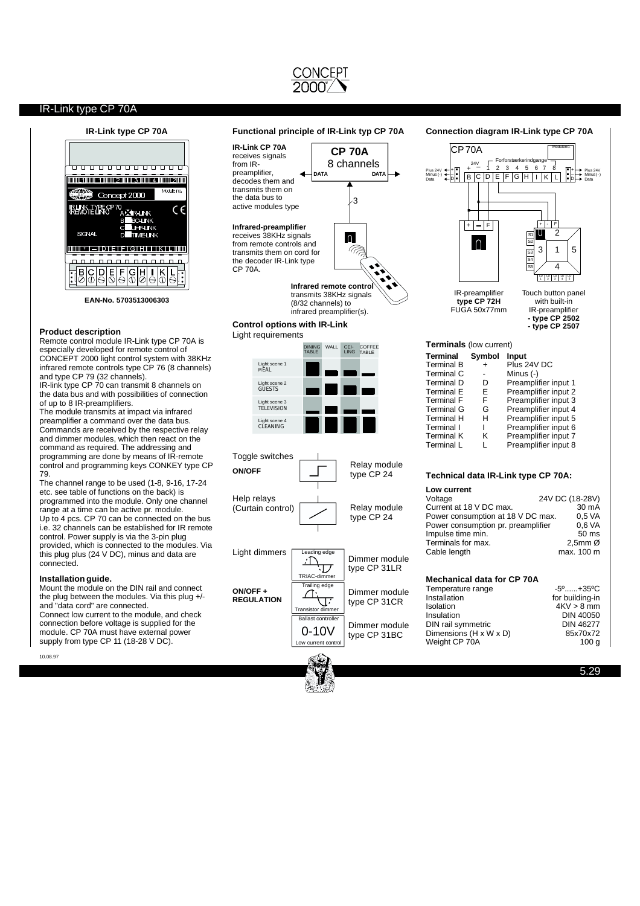# IR-Link type CP 70A

## IR-Link type CP 70A

EAN-No. 5703513006303

### Product description

Remote control module IR-Link type CP 70A is especially developed for remote control of CONCEPT 2000 light control system with 38KHz infrared remote controls type CP 76 (8 channels) and type CP 79 (32 channels).

IR-link type CP 70 can transmit 8 channels on the data bus and with possibilities of connection of up to 8 IR-preamplifiers.

The module transmits at impact via infrared preamplifier a command over the data bus. Commands are received by the respective relay and dimmer modules, which then react on the command as required. The addressing and programming are done by means of IR-remote control and programming keys CONKEY type CP 79.

The channel range to be used (1-8, 9-16, 17-24 etc. see table of functions on the back) is programmed into the module. Only one channel range at a time can be active pr. module.

Up to 4 pcs. CP 70 can be connected on the bus i.e. 32 channels can be established for IR remote control. Power supply is via the 3-pin plug provided, which is connected to the modules. Via this plug plus (24 V DC), minus and data are connected.

### Installation guide.

Mount the module on the DIN rail and connect the plug between the modules. Via this plug +/- and "data cord" are connected.

Connect low current to the module, and check connection before voltage is supplied for the module. CP 70A must have external power supply from type CP 11 (18-28 V DC).

## Functional principle of IR-Link typ CP 70A

**IR-Link CP 70A** receives signals from IR-preamplifier, decodes them and transmits them on the data bus to active modules type

**Infrared-preamplifier** receives 38KHz signals from remote controls and transmits them on cord for the decoder IR-Link type CP 70A.

**Infrared remote control** transmits 38KHz signals (8/32 channels) to infrared preamplifier(s).

### Control options with IR-Link

Light requirements

| | DINING TABLE | WALL | CEILING | COFFEE TABLE |
|---|---|---|---|---|
| Light scene 1 MEAL | | | | |
| Light scene 2 GUESTS | | | | |
| Light scene 3 TELEVISION | | | | |
| Light scene 4 CLEANING | | | | |

Toggle switches **ON/OFF** — Relay module type CP 24

Help relays (Curtain control) — Relay module type CP 24

Light dimmers **ON/OFF + REGULATION**:
- Leading edge, TRIAC-dimmer — Dimmer module type CP 31LR
- Trailing edge, Transistor dimmer — Dimmer module type CP 31CR
- Ballast controller 0-10V, Low current control — Dimmer module type CP 31BC

## Connection diagram IR-Link type CP 70A

IR-preamplifier **type CP 72H** FUGA 50x77mm

Touch button panel with built-in IR-preamplifier **- type CP 2502** **- type CP 2507**

### Terminals (low current)

| Terminal | Symbol | Input |
|---|---|---|
| Terminal B | + | Plus 24V DC |
| Terminal C | - | Minus (-) |
| Terminal D | D | Preamplifier input 1 |
| Terminal E | E | Preamplifier input 2 |
| Terminal F | F | Preamplifier input 3 |
| Terminal G | G | Preamplifier input 4 |
| Terminal H | H | Preamplifier input 5 |
| Terminal I | I | Preamplifier input 6 |
| Terminal K | K | Preamplifier input 7 |
| Terminal L | L | Preamplifier input 8 |

### Technical data IR-Link type CP 70A:

**Low current**

| | |
|---|---|
| Voltage | 24V DC (18-28V) |
| Current at 18 V DC max. | 30 mA |
| Power consumption at 18 V DC max. | 0,5 VA |
| Power consumption pr. preamplifier | 0,6 VA |
| Impulse time min. | 50 ms |
| Terminals for max. | 2,5mm Ø |
| Cable length | max. 100 m |

### Mechanical data for CP 70A

| | |
|---|---|
| Temperature range | -5º......+35ºC |
| Installation | for building-in |
| Isolation | 4KV > 8 mm |
| Insulation | DIN 40050 |
| DIN rail symmetric | DIN 46277 |
| Dimensions (H x W x D) | 85x70x72 |
| Weight CP 70A | 100 g |

10.08.97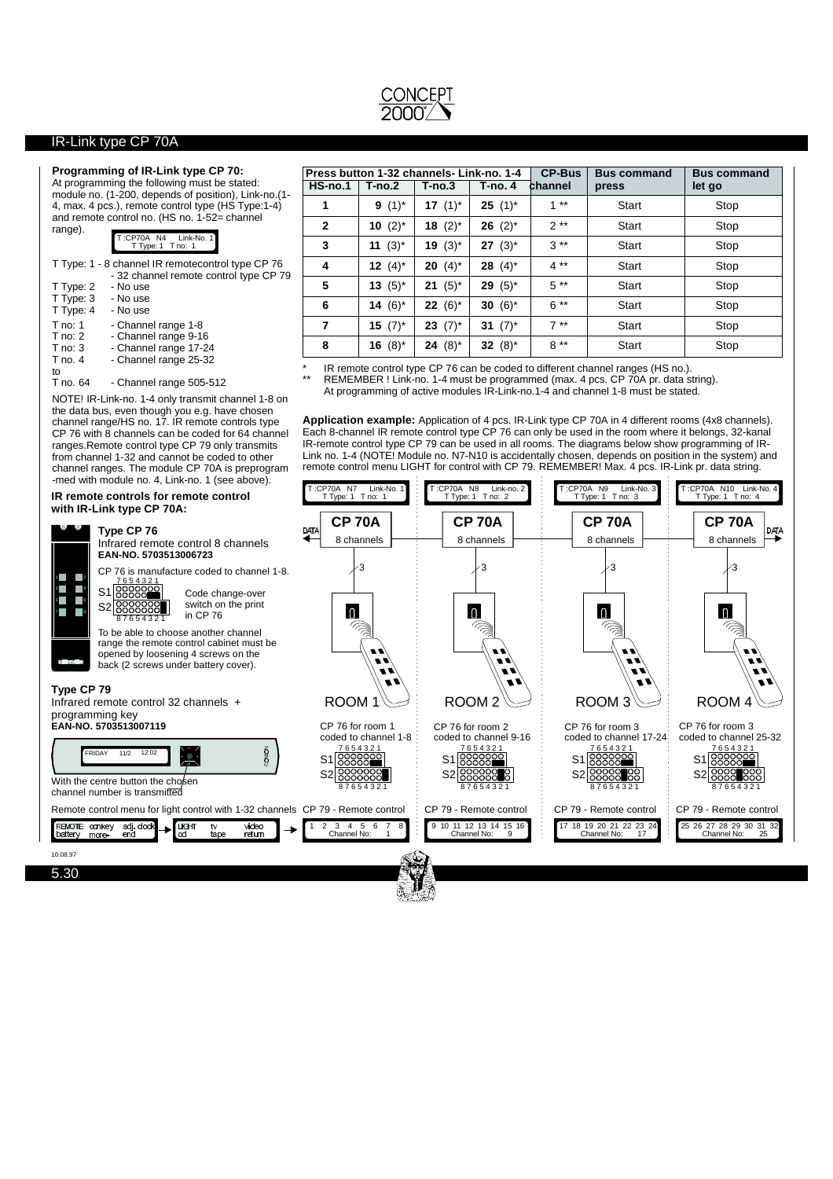CONCEPT 2000

## IR-Link type CP 70A

### Programming of IR-Link type CP 70:

At programming the following must be stated: module no. (1-200, depends of position), Link-no.(1-4, max. 4 pcs.), remote control type (HS Type:1-4) and remote control no. (HS no. 1-52= channel range).

T :CP70A N4 Link-No. 1
T Type: 1 T no: 1

T Type: 1 - 8 channel IR remotecontrol type CP 76
- 32 channel remote control type CP 79
T Type: 2 - No use
T Type: 3 - No use
T Type: 4 - No use

T no: 1 - Channel range 1-8
T no: 2 - Channel range 9-16
T no: 3 - Channel range 17-24
T no. 4 - Channel range 25-32
to
T no. 64 - Channel range 505-512

NOTE! IR-Link-no. 1-4 only transmit channel 1-8 on the data bus, even though you e.g. have chosen channel range/HS no. 17. IR remote controls type CP 76 with 8 channels can be coded for 64 channel ranges.Remote control type CP 79 only transmits from channel 1-32 and cannot be coded to other channel ranges. The module CP 70A is preprogram -med with module no. 4, Link-no. 1 (see above).

| Press button 1-32 channels- Link-no. 1-4 | | | | CP-Bus | Bus command | Bus command |
|---|---|---|---|---|---|---|
| HS-no.1 | T-no.2 | T-no.3 | T-no. 4 | channel | press | let go |
| 1 | **9** (1)* | **17** (1)* | **25** (1)* | 1 ** | Start | Stop |
| 2 | **10** (2)* | **18** (2)* | **26** (2)* | 2 ** | Start | Stop |
| 3 | **11** (3)* | **19** (3)* | **27** (3)* | 3 ** | Start | Stop |
| 4 | **12** (4)* | **20** (4)* | **28** (4)* | 4 ** | Start | Stop |
| 5 | **13** (5)* | **21** (5)* | **29** (5)* | 5 ** | Start | Stop |
| 6 | **14** (6)* | **22** (6)* | **30** (6)* | 6 ** | Start | Stop |
| 7 | **15** (7)* | **23** (7)* | **31** (7)* | 7 ** | Start | Stop |
| 8 | **16** (8)* | **24** (8)* | **32** (8)* | 8 ** | Start | Stop |

\* IR remote control type CP 76 can be coded to different channel ranges (HS no.).
\*\* REMEMBER ! Link-no. 1-4 must be programmed (max. 4 pcs. CP 70A pr. data string). At programming of active modules IR-Link-no.1-4 and channel 1-8 must be stated.

**Application example:** Application of 4 pcs. IR-Link type CP 70A in 4 different rooms (4x8 channels). Each 8-channel IR remote control type CP 76 can only be used in the room where it belongs, 32-kanal IR-remote control type CP 79 can be used in all rooms. The diagrams below show programming of IR-Link no. 1-4 (NOTE! Module no. N7-N10 is accidentally chosen, depends on position in the system) and remote control menu LIGHT for control with CP 79. REMEMBER! Max. 4 pcs. IR-Link pr. data string.

### IR remote controls for remote control with IR-Link type CP 70A:

#### Type CP 76

Infrared remote control 8 channels
**EAN-NO. 5703513006723**

CP 76 is manufacture coded to channel 1-8.

S1, S2 — Code change-over switch on the print in CP 76

To be able to choose another channel range the remote control cabinet must be opened by loosening 4 screws on the back (2 screws under battery cover).

#### Type CP 79

Infrared remote control 32 channels + programming key
**EAN-NO. 5703513007119**

FRIDAY 11/2 12:02

With the centre button the chosen channel number is transmitted

Remote control menu for light control with 1-32 channels

REMOTE battery | conkey more | adj. clock end → LIGHT cd | tv tape | video return →

T :CP70A N7 Link-No. 1 T Type: 1 T no: 1 — DATA — CP 70A 8 channels — 3 — ROOM 1
CP 76 for room 1 coded to channel 1-8
CP 79 - Remote control: 1 2 3 4 5 6 7 8 Channel No: 1

T :CP70A N8 Link-No. 2 T Type: 1 T no: 2 — CP 70A 8 channels — 3 — ROOM 2
CP 76 for room 2 coded to channel 9-16
CP 79 - Remote control: 9 10 11 12 13 14 15 16 Channel No: 9

T :CP70A N9 Link-No. 3 T Type: 1 T no: 3 — CP 70A 8 channels — 3 — ROOM 3
CP 76 for room 3 coded to channel 17-24
CP 79 - Remote control: 17 18 19 20 21 22 23 24 Channel No: 17

T :CP70A N10 Link-No. 4 T Type: 1 T no: 4 — CP 70A 8 channels — DATA — 3 — ROOM 4
CP 76 for room 3 coded to channel 25-32
CP 79 - Remote control: 25 26 27 28 29 30 31 32 Channel No: 25

10.08.97